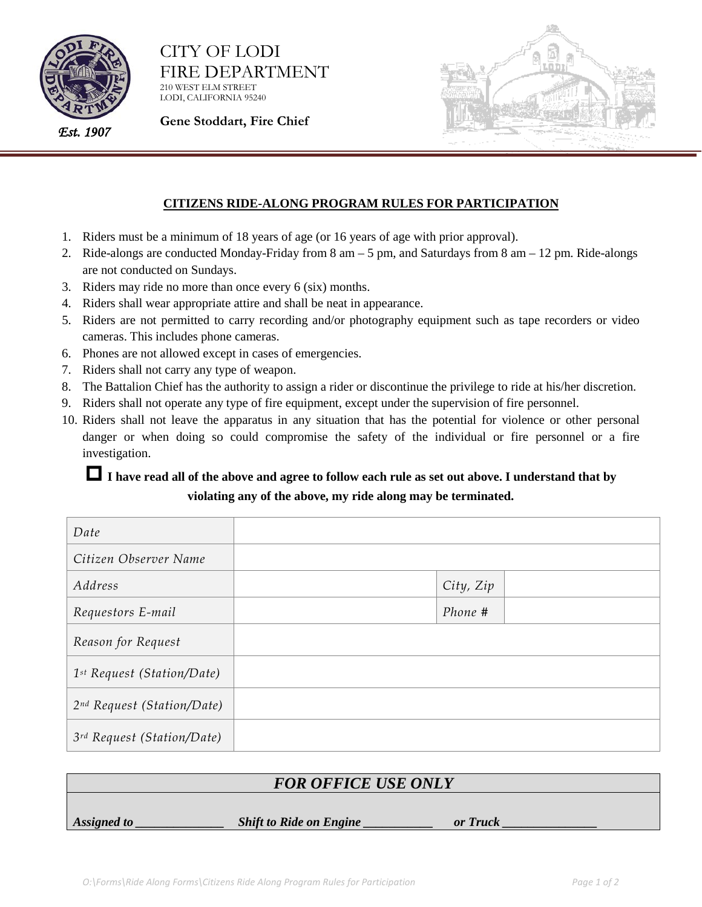CITY OF LODI
FIRE DEPARTMENT
210 WEST ELM STREET
LODI, CALIFORNIA 95240

**Gene Stoddart, Fire Chief**

*Est. 1907*

## CITIZENS RIDE-ALONG PROGRAM RULES FOR PARTICIPATION

1. Riders must be a minimum of 18 years of age (or 16 years of age with prior approval).
2. Ride-alongs are conducted Monday-Friday from 8 am – 5 pm, and Saturdays from 8 am – 12 pm. Ride-alongs are not conducted on Sundays.
3. Riders may ride no more than once every 6 (six) months.
4. Riders shall wear appropriate attire and shall be neat in appearance.
5. Riders are not permitted to carry recording and/or photography equipment such as tape recorders or video cameras. This includes phone cameras.
6. Phones are not allowed except in cases of emergencies.
7. Riders shall not carry any type of weapon.
8. The Battalion Chief has the authority to assign a rider or discontinue the privilege to ride at his/her discretion.
9. Riders shall not operate any type of fire equipment, except under the supervision of fire personnel.
10. Riders shall not leave the apparatus in any situation that has the potential for violence or other personal danger or when doing so could compromise the safety of the individual or fire personnel or a fire investigation.

☐ **I have read all of the above and agree to follow each rule as set out above. I understand that by violating any of the above, my ride along may be terminated.**

| | | | |
|---|---|---|---|
| *Date* | | | |
| *Citizen Observer Name* | | | |
| *Address* | | *City, Zip* | |
| *Requestors E-mail* | | *Phone #* | |
| *Reason for Request* | | | |
| *1st Request (Station/Date)* | | | |
| *2nd Request (Station/Date)* | | | |
| *3rd Request (Station/Date)* | | | |

| ***FOR OFFICE USE ONLY*** |
|---|
| ***Assigned to*** **______________** ***Shift to Ride on Engine*** **___________** ***or Truck*** **_______________** |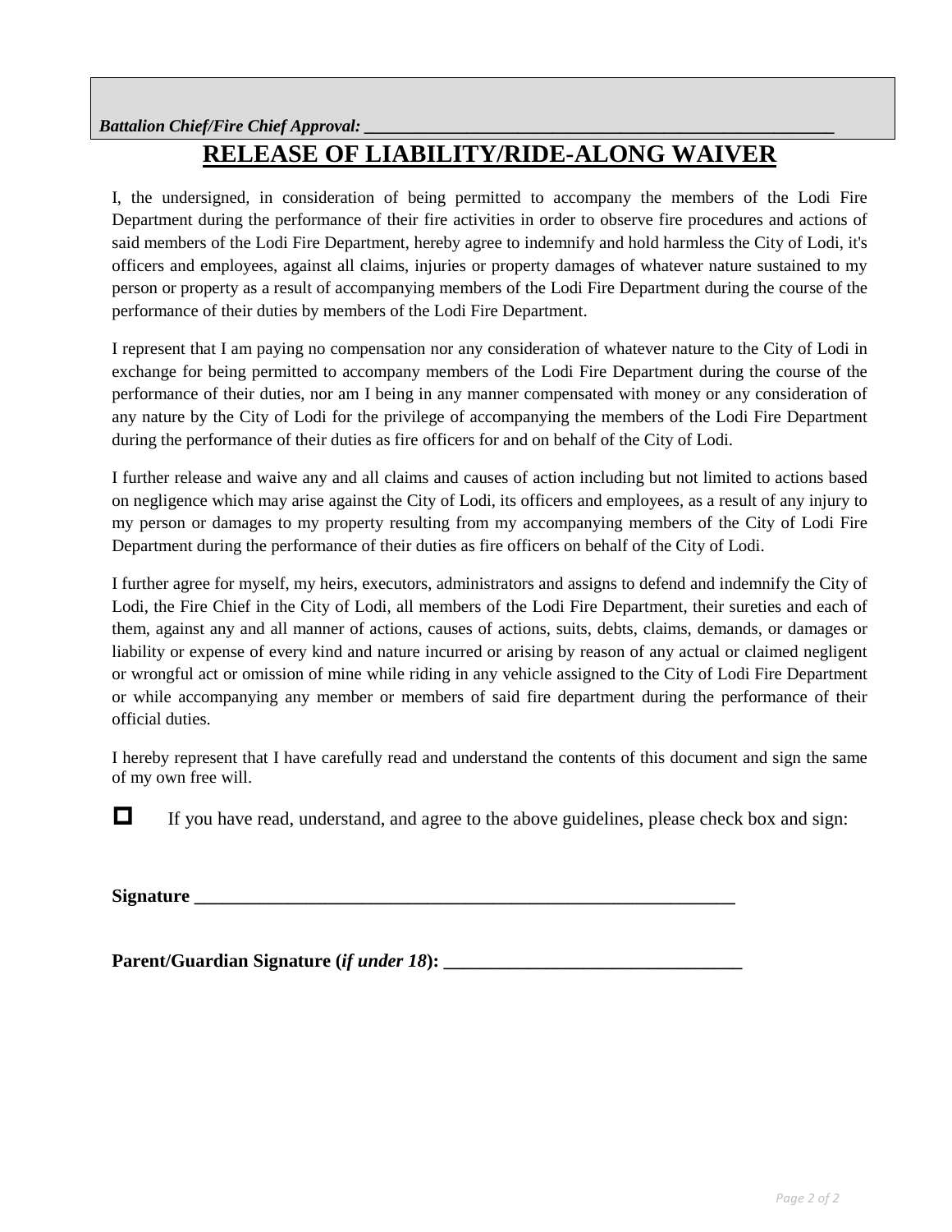***Battalion Chief/Fire Chief Approval:*** **_____________________________________________________**

# RELEASE OF LIABILITY/RIDE-ALONG WAIVER

I, the undersigned, in consideration of being permitted to accompany the members of the Lodi Fire Department during the performance of their fire activities in order to observe fire procedures and actions of said members of the Lodi Fire Department, hereby agree to indemnify and hold harmless the City of Lodi, it's officers and employees, against all claims, injuries or property damages of whatever nature sustained to my person or property as a result of accompanying members of the Lodi Fire Department during the course of the performance of their duties by members of the Lodi Fire Department.

I represent that I am paying no compensation nor any consideration of whatever nature to the City of Lodi in exchange for being permitted to accompany members of the Lodi Fire Department during the course of the performance of their duties, nor am I being in any manner compensated with money or any consideration of any nature by the City of Lodi for the privilege of accompanying the members of the Lodi Fire Department during the performance of their duties as fire officers for and on behalf of the City of Lodi.

I further release and waive any and all claims and causes of action including but not limited to actions based on negligence which may arise against the City of Lodi, its officers and employees, as a result of any injury to my person or damages to my property resulting from my accompanying members of the City of Lodi Fire Department during the performance of their duties as fire officers on behalf of the City of Lodi.

I further agree for myself, my heirs, executors, administrators and assigns to defend and indemnify the City of Lodi, the Fire Chief in the City of Lodi, all members of the Lodi Fire Department, their sureties and each of them, against any and all manner of actions, causes of actions, suits, debts, claims, demands, or damages or liability or expense of every kind and nature incurred or arising by reason of any actual or claimed negligent or wrongful act or omission of mine while riding in any vehicle assigned to the City of Lodi Fire Department or while accompanying any member or members of said fire department during the performance of their official duties.

I hereby represent that I have carefully read and understand the contents of this document and sign the same of my own free will.

☐ If you have read, understand, and agree to the above guidelines, please check box and sign:

**Signature _____________________________________________________________**

**Parent/Guardian Signature (*if under 18*): ________________________________**